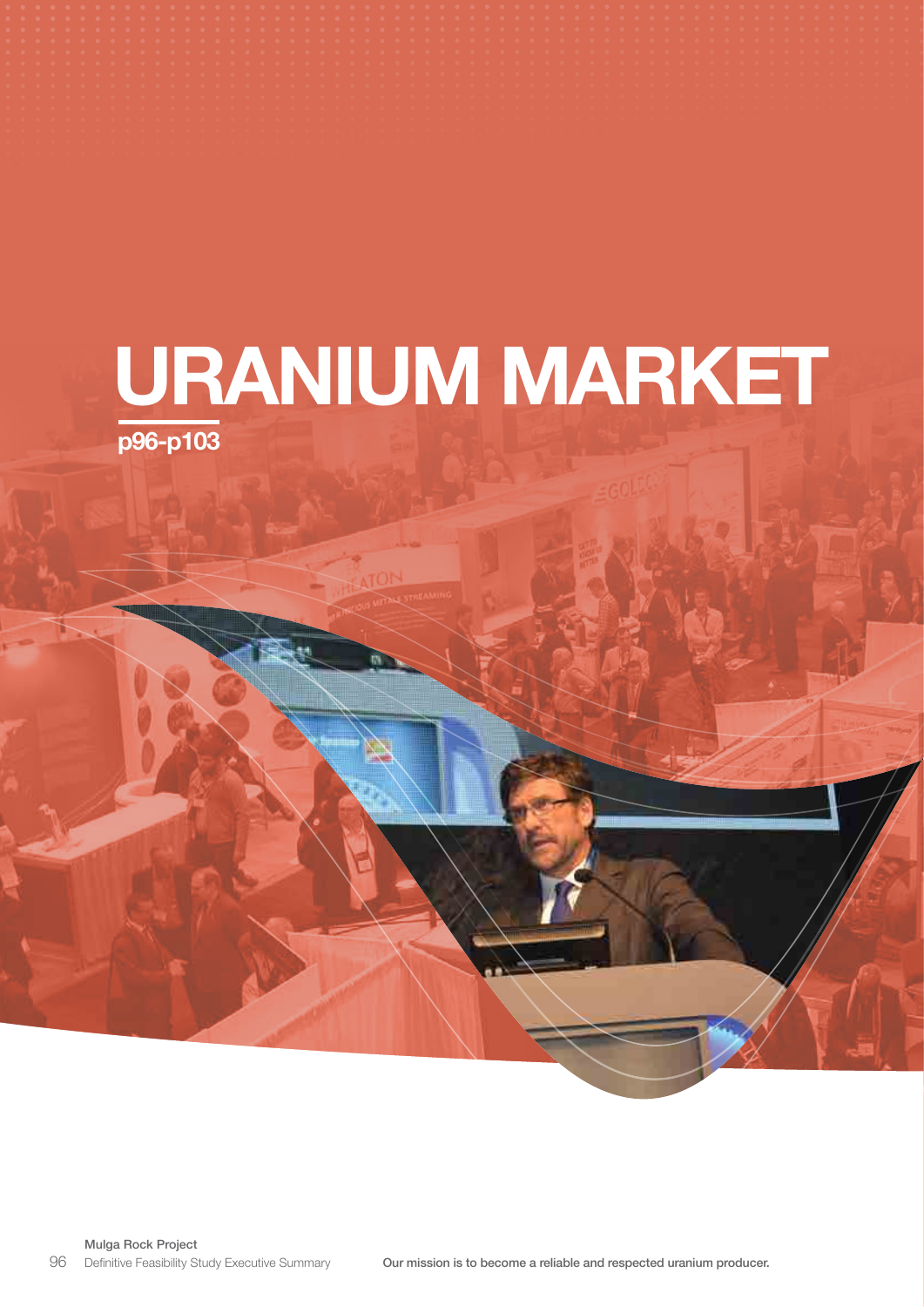# URANIUM MARKET

p96-p103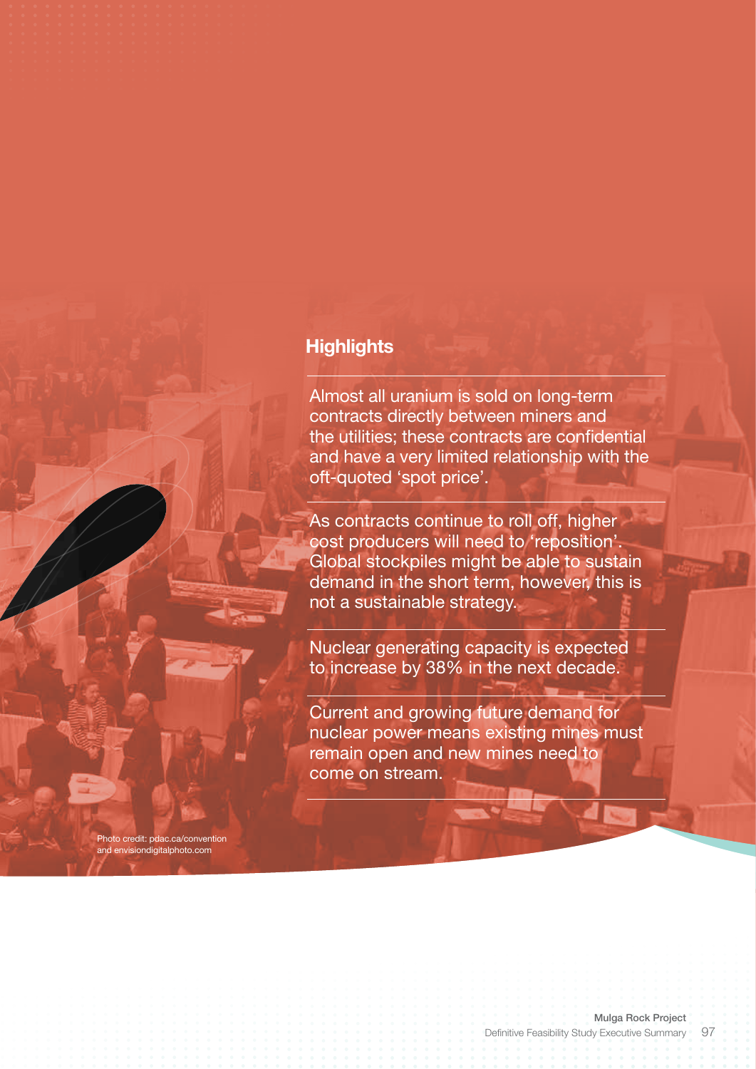## Highlights

Almost all uranium is sold on long-term contracts directly between miners and the utilities; these contracts are confidential and have a very limited relationship with the oft-quoted 'spot price'.

As contracts continue to roll off, higher cost producers will need to 'reposition'. Global stockpiles might be able to sustain demand in the short term, however, this is not a sustainable strategy.

Nuclear generating capacity is expected to increase by 38% in the next decade.

Current and growing future demand for nuclear power means existing mines must remain open and new mines need to come on stream.

Photo credit: pdac.ca/convention and envisiondigitalphoto.com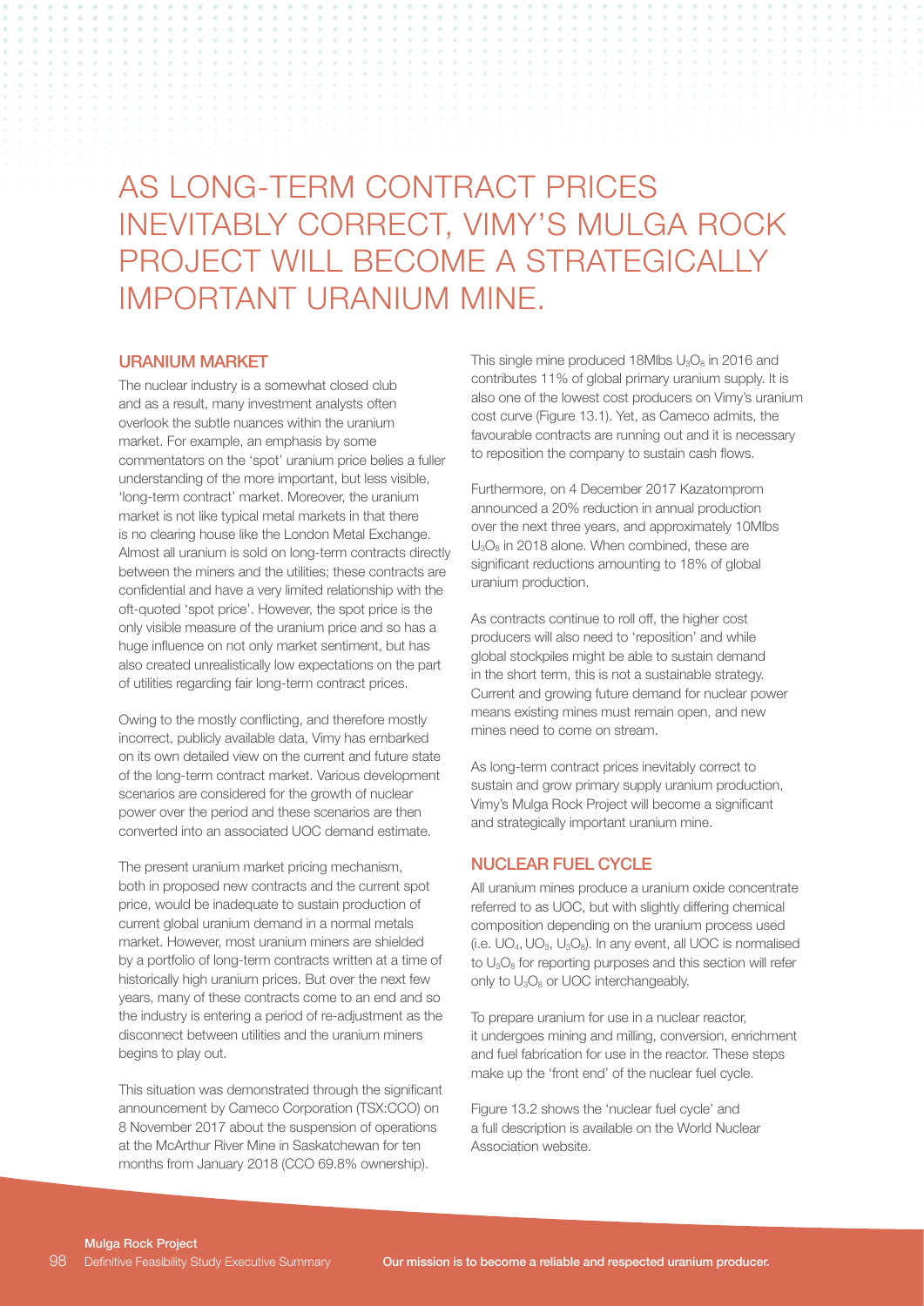# AS LONG-TERM CONTRACT PRICES INEVITABLY CORRECT, VIMY'S MULGA ROCK PROJECT WILL BECOME A STRATEGICALLY IMPORTANT URANIUM MINE.

## URANIUM MARKET

The nuclear industry is a somewhat closed club and as a result, many investment analysts often overlook the subtle nuances within the uranium market. For example, an emphasis by some commentators on the 'spot' uranium price belies a fuller understanding of the more important, but less visible, 'long-term contract' market. Moreover, the uranium market is not like typical metal markets in that there is no clearing house like the London Metal Exchange. Almost all uranium is sold on long-term contracts directly between the miners and the utilities; these contracts are confidential and have a very limited relationship with the oft-quoted 'spot price'. However, the spot price is the only visible measure of the uranium price and so has a huge influence on not only market sentiment, but has also created unrealistically low expectations on the part of utilities regarding fair long-term contract prices.

Owing to the mostly conflicting, and therefore mostly incorrect, publicly available data, Vimy has embarked on its own detailed view on the current and future state of the long-term contract market. Various development scenarios are considered for the growth of nuclear power over the period and these scenarios are then converted into an associated UOC demand estimate.

The present uranium market pricing mechanism, both in proposed new contracts and the current spot price, would be inadequate to sustain production of current global uranium demand in a normal metals market. However, most uranium miners are shielded by a portfolio of long-term contracts written at a time of historically high uranium prices. But over the next few years, many of these contracts come to an end and so the industry is entering a period of re-adjustment as the disconnect between utilities and the uranium miners begins to play out.

This situation was demonstrated through the significant announcement by Cameco Corporation (TSX:CCO) on 8 November 2017 about the suspension of operations at the McArthur River Mine in Saskatchewan for ten months from January 2018 (CCO 69.8% ownership).

This single mine produced 18Mlbs $U_3O_8$ in 2016 and contributes 11% of global primary uranium supply. It is also one of the lowest cost producers on Vimy's uranium cost curve (Figure 13.1). Yet, as Cameco admits, the favourable contracts are running out and it is necessary to reposition the company to sustain cash flows.

Furthermore, on 4 December 2017 Kazatomprom announced a 20% reduction in annual production over the next three years, and approximately 10Mlbs $U_3O_8$ in 2018 alone. When combined, these are significant reductions amounting to 18% of global uranium production.

As contracts continue to roll off, the higher cost producers will also need to 'reposition' and while global stockpiles might be able to sustain demand in the short term, this is not a sustainable strategy. Current and growing future demand for nuclear power means existing mines must remain open, and new mines need to come on stream.

As long-term contract prices inevitably correct to sustain and grow primary supply uranium production, Vimy's Mulga Rock Project will become a significant and strategically important uranium mine.

## NUCLEAR FUEL CYCLE

All uranium mines produce a uranium oxide concentrate referred to as UOC, but with slightly differing chemical composition depending on the uranium process used (i.e. $UO_4$, $UO_3$, $U_3O_8$). In any event, all UOC is normalised to $U_3O_8$ for reporting purposes and this section will refer only to $U_3O_8$ or UOC interchangeably.

To prepare uranium for use in a nuclear reactor, it undergoes mining and milling, conversion, enrichment and fuel fabrication for use in the reactor. These steps make up the 'front end' of the nuclear fuel cycle.

Figure 13.2 shows the 'nuclear fuel cycle' and a full description is available on the World Nuclear Association website.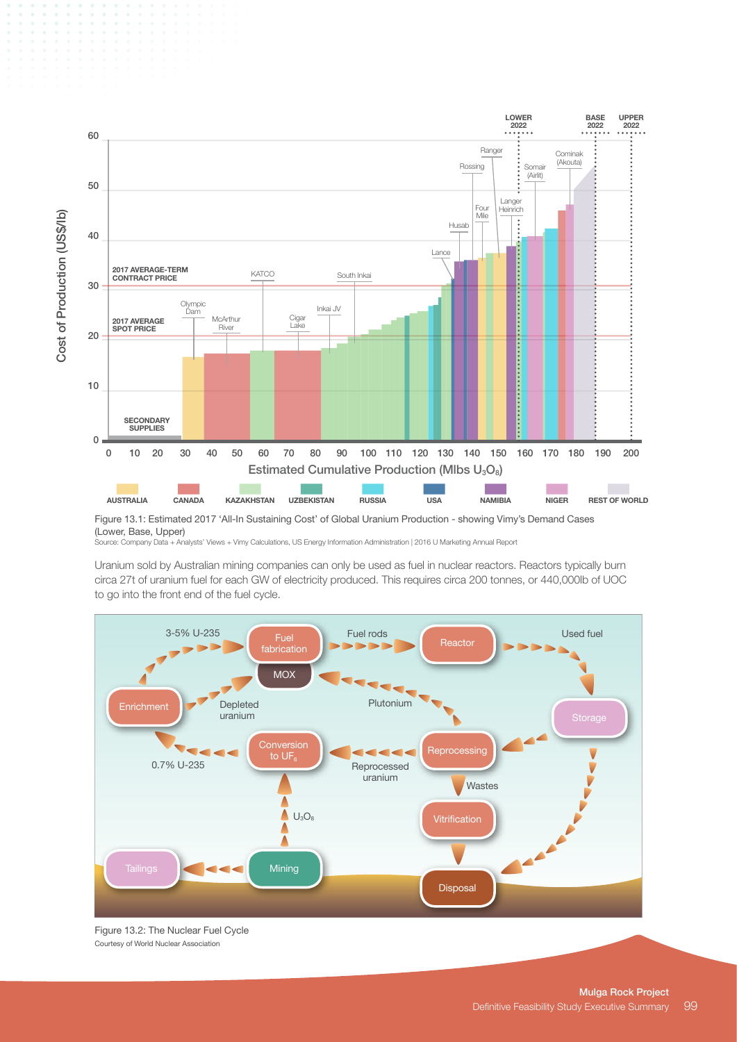Figure 13.1: Estimated 2017 'All-In Sustaining Cost' of Global Uranium Production - showing Vimy's Demand Cases (Lower, Base, Upper)

Source: Company Data + Analysts' Views + Vimy Calculations, US Energy Information Administration | 2016 U Marketing Annual Report

Uranium sold by Australian mining companies can only be used as fuel in nuclear reactors. Reactors typically burn circa 27t of uranium fuel for each GW of electricity produced. This requires circa 200 tonnes, or 440,000lb of UOC to go into the front end of the fuel cycle.

Figure 13.2: The Nuclear Fuel Cycle

Courtesy of World Nuclear Association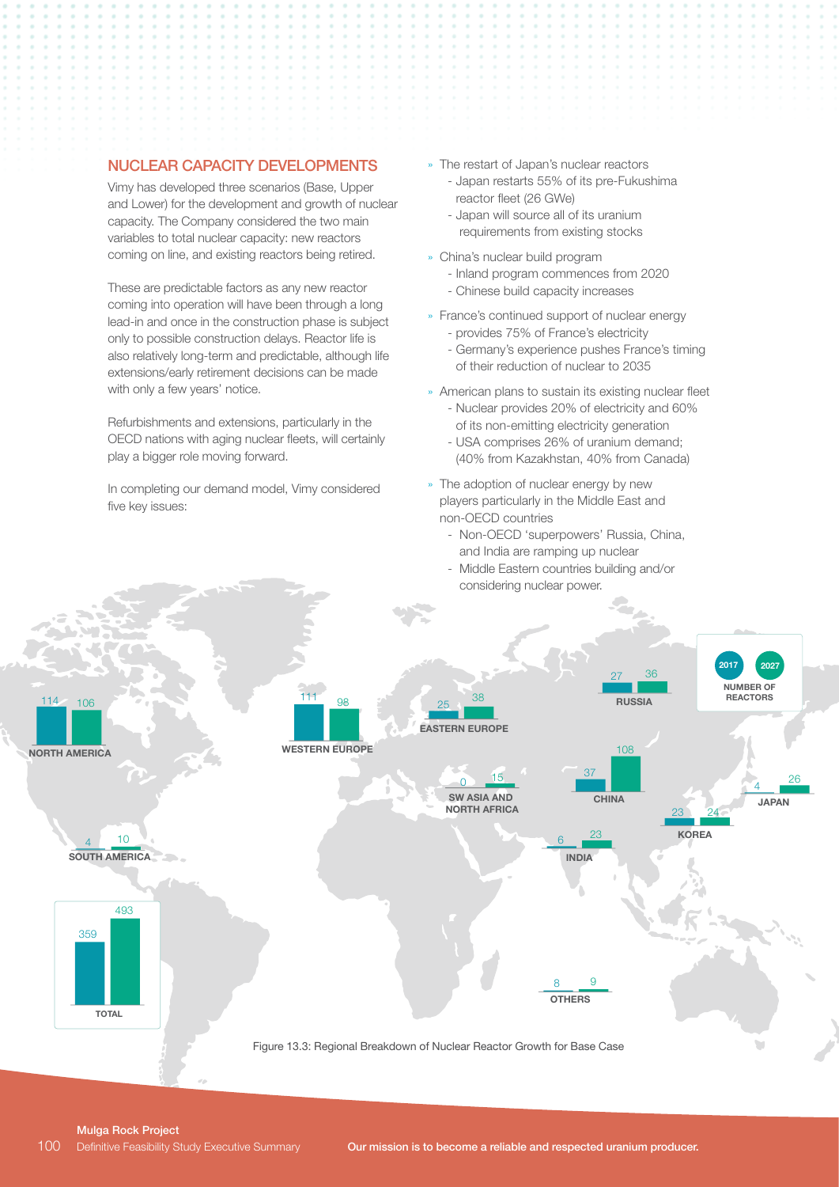## NUCLEAR CAPACITY DEVELOPMENTS

Vimy has developed three scenarios (Base, Upper and Lower) for the development and growth of nuclear capacity. The Company considered the two main variables to total nuclear capacity: new reactors coming on line, and existing reactors being retired.

These are predictable factors as any new reactor coming into operation will have been through a long lead-in and once in the construction phase is subject only to possible construction delays. Reactor life is also relatively long-term and predictable, although life extensions/early retirement decisions can be made with only a few years' notice.

Refurbishments and extensions, particularly in the OECD nations with aging nuclear fleets, will certainly play a bigger role moving forward.

In completing our demand model, Vimy considered five key issues:

- The restart of Japan's nuclear reactors
  - Japan restarts 55% of its pre-Fukushima reactor fleet (26 GWe)
  - Japan will source all of its uranium requirements from existing stocks
- China's nuclear build program
  - Inland program commences from 2020
  - Chinese build capacity increases
- France's continued support of nuclear energy
  - provides 75% of France's electricity
  - Germany's experience pushes France's timing of their reduction of nuclear to 2035
- American plans to sustain its existing nuclear fleet
  - Nuclear provides 20% of electricity and 60% of its non-emitting electricity generation
  - USA comprises 26% of uranium demand; (40% from Kazakhstan, 40% from Canada)
- The adoption of nuclear energy by new players particularly in the Middle East and non-OECD countries
  - Non-OECD 'superpowers' Russia, China, and India are ramping up nuclear
  - Middle Eastern countries building and/or considering nuclear power.

| Region | 2017 (Number of reactors) | 2027 (Number of reactors) |
|---|---|---|
| North America | 114 | 106 |
| South America | 4 | 10 |
| Western Europe | 111 | 98 |
| Eastern Europe | 25 | 38 |
| SW Asia and North Africa | 0 | 15 |
| Russia | 27 | 36 |
| China | 37 | 108 |
| India | 6 | 23 |
| Korea | 23 | 24 |
| Japan | 4 | 26 |
| Others | 8 | 9 |
| Total | 359 | 493 |

Figure 13.3: Regional Breakdown of Nuclear Reactor Growth for Base Case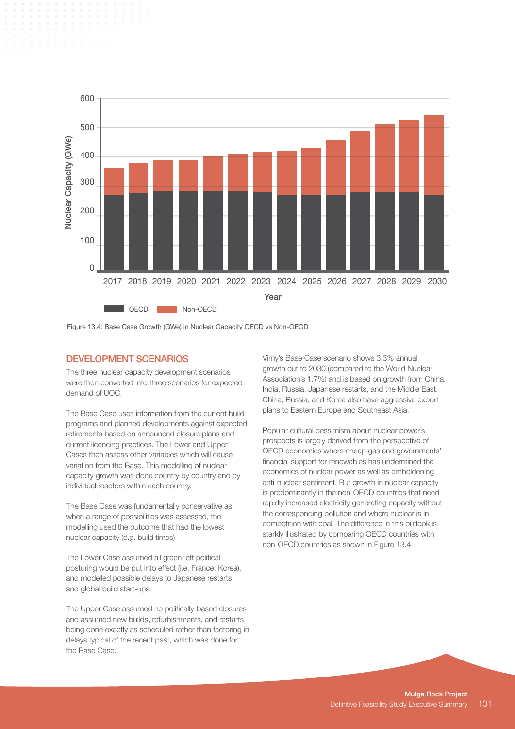Figure 13.4: Base Case Growth (GWe) in Nuclear Capacity OECD vs Non-OECD

## DEVELOPMENT SCENARIOS

The three nuclear capacity development scenarios were then converted into three scenarios for expected demand of UOC.

The Base Case uses information from the current build programs and planned developments against expected retirements based on announced closure plans and current licencing practices. The Lower and Upper Cases then assess other variables which will cause variation from the Base. This modelling of nuclear capacity growth was done country by country and by individual reactors within each country.

The Base Case was fundamentally conservative as when a range of possibilities was assessed, the modelling used the outcome that had the lowest nuclear capacity (e.g. build times).

The Lower Case assumed all green-left political posturing would be put into effect (i.e. France, Korea), and modelled possible delays to Japanese restarts and global build start-ups.

The Upper Case assumed no politically-based closures and assumed new builds, refurbishments, and restarts being done exactly as scheduled rather than factoring in delays typical of the recent past, which was done for the Base Case.

Vimy's Base Case scenario shows 3.3% annual growth out to 2030 (compared to the World Nuclear Association's 1.7%) and is based on growth from China, India, Russia, Japanese restarts, and the Middle East. China, Russia, and Korea also have aggressive export plans to Eastern Europe and Southeast Asia.

Popular cultural pessimism about nuclear power's prospects is largely derived from the perspective of OECD economies where cheap gas and governments' financial support for renewables has undermined the economics of nuclear power as well as emboldening anti-nuclear sentiment. But growth in nuclear capacity is predominantly in the non-OECD countries that need rapidly increased electricity generating capacity without the corresponding pollution and where nuclear is in competition with coal. The difference in this outlook is starkly illustrated by comparing OECD countries with non-OECD countries as shown in Figure 13.4.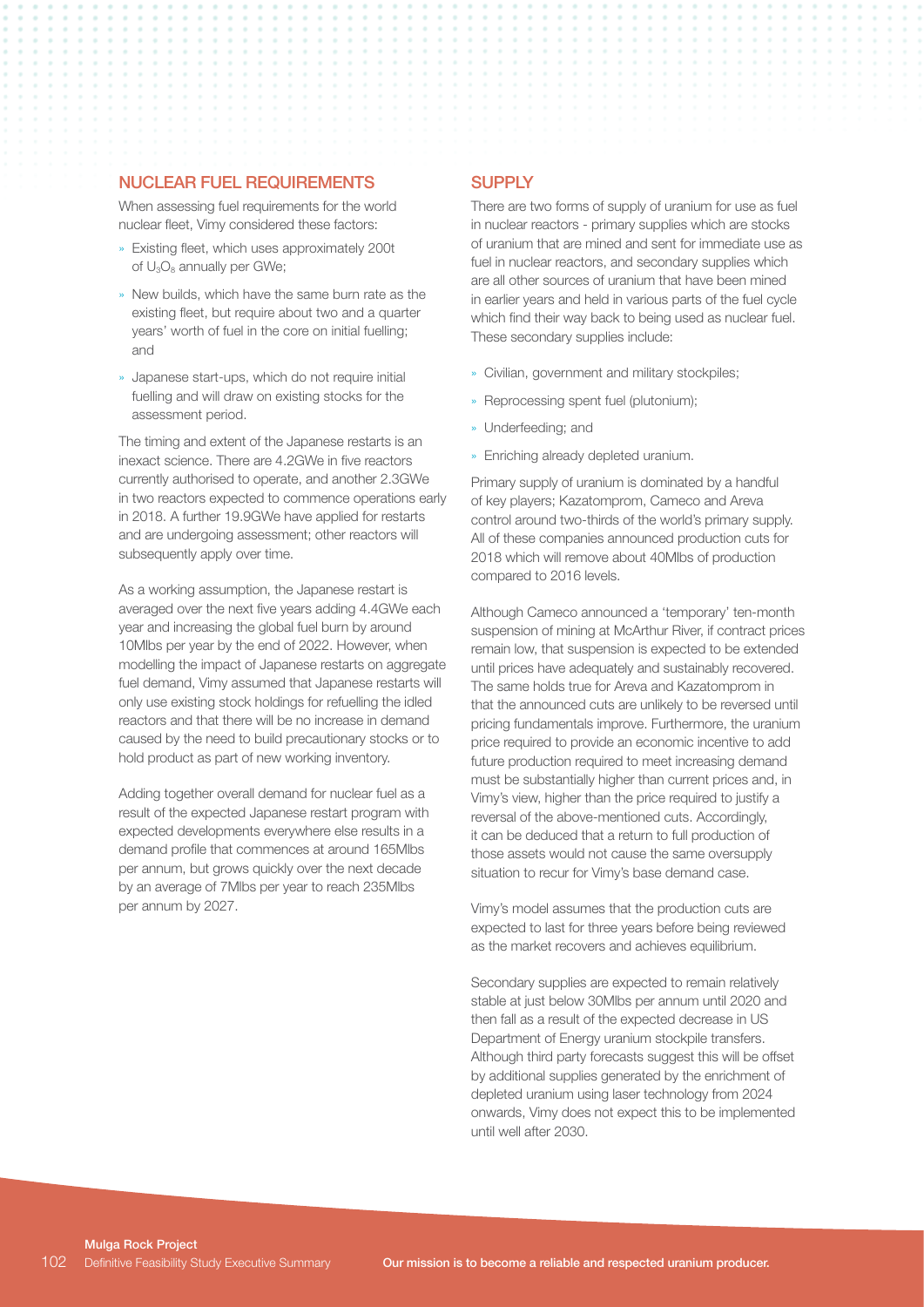## NUCLEAR FUEL REQUIREMENTS

When assessing fuel requirements for the world nuclear fleet, Vimy considered these factors:

- Existing fleet, which uses approximately 200t of $U_3O_8$ annually per GWe;
- New builds, which have the same burn rate as the existing fleet, but require about two and a quarter years' worth of fuel in the core on initial fuelling; and
- Japanese start-ups, which do not require initial fuelling and will draw on existing stocks for the assessment period.

The timing and extent of the Japanese restarts is an inexact science. There are 4.2GWe in five reactors currently authorised to operate, and another 2.3GWe in two reactors expected to commence operations early in 2018. A further 19.9GWe have applied for restarts and are undergoing assessment; other reactors will subsequently apply over time.

As a working assumption, the Japanese restart is averaged over the next five years adding 4.4GWe each year and increasing the global fuel burn by around 10Mlbs per year by the end of 2022. However, when modelling the impact of Japanese restarts on aggregate fuel demand, Vimy assumed that Japanese restarts will only use existing stock holdings for refuelling the idled reactors and that there will be no increase in demand caused by the need to build precautionary stocks or to hold product as part of new working inventory.

Adding together overall demand for nuclear fuel as a result of the expected Japanese restart program with expected developments everywhere else results in a demand profile that commences at around 165Mlbs per annum, but grows quickly over the next decade by an average of 7Mlbs per year to reach 235Mlbs per annum by 2027.

## SUPPLY

There are two forms of supply of uranium for use as fuel in nuclear reactors - primary supplies which are stocks of uranium that are mined and sent for immediate use as fuel in nuclear reactors, and secondary supplies which are all other sources of uranium that have been mined in earlier years and held in various parts of the fuel cycle which find their way back to being used as nuclear fuel. These secondary supplies include:

- Civilian, government and military stockpiles;
- Reprocessing spent fuel (plutonium);
- Underfeeding; and
- Enriching already depleted uranium.

Primary supply of uranium is dominated by a handful of key players; Kazatomprom, Cameco and Areva control around two-thirds of the world's primary supply. All of these companies announced production cuts for 2018 which will remove about 40Mlbs of production compared to 2016 levels.

Although Cameco announced a 'temporary' ten-month suspension of mining at McArthur River, if contract prices remain low, that suspension is expected to be extended until prices have adequately and sustainably recovered. The same holds true for Areva and Kazatomprom in that the announced cuts are unlikely to be reversed until pricing fundamentals improve. Furthermore, the uranium price required to provide an economic incentive to add future production required to meet increasing demand must be substantially higher than current prices and, in Vimy's view, higher than the price required to justify a reversal of the above-mentioned cuts. Accordingly, it can be deduced that a return to full production of those assets would not cause the same oversupply situation to recur for Vimy's base demand case.

Vimy's model assumes that the production cuts are expected to last for three years before being reviewed as the market recovers and achieves equilibrium.

Secondary supplies are expected to remain relatively stable at just below 30Mlbs per annum until 2020 and then fall as a result of the expected decrease in US Department of Energy uranium stockpile transfers. Although third party forecasts suggest this will be offset by additional supplies generated by the enrichment of depleted uranium using laser technology from 2024 onwards, Vimy does not expect this to be implemented until well after 2030.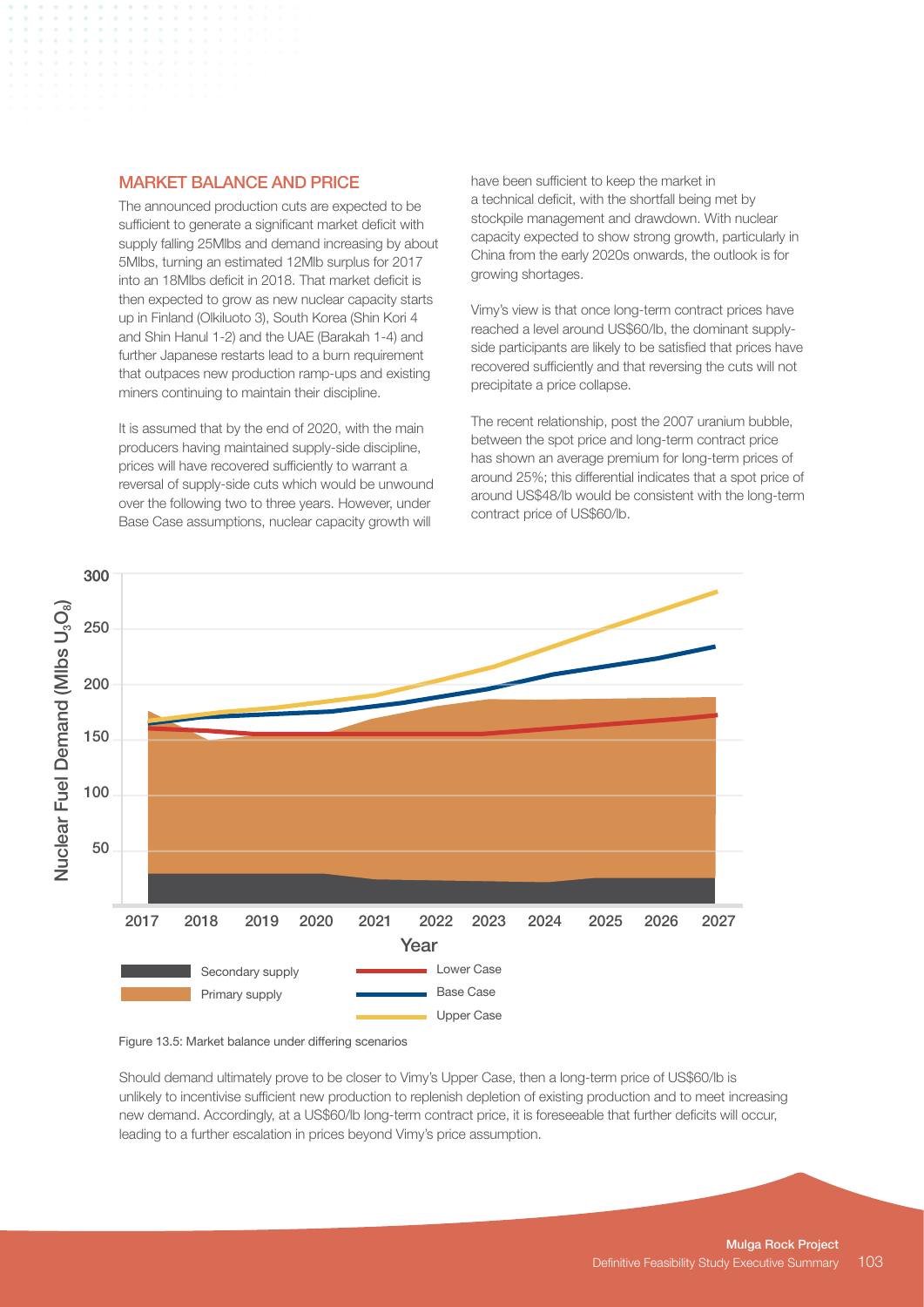## MARKET BALANCE AND PRICE

The announced production cuts are expected to be sufficient to generate a significant market deficit with supply falling 25Mlbs and demand increasing by about 5Mlbs, turning an estimated 12Mlb surplus for 2017 into an 18Mlbs deficit in 2018. That market deficit is then expected to grow as new nuclear capacity starts up in Finland (Olkiluoto 3), South Korea (Shin Kori 4 and Shin Hanul 1-2) and the UAE (Barakah 1-4) and further Japanese restarts lead to a burn requirement that outpaces new production ramp-ups and existing miners continuing to maintain their discipline.

It is assumed that by the end of 2020, with the main producers having maintained supply-side discipline, prices will have recovered sufficiently to warrant a reversal of supply-side cuts which would be unwound over the following two to three years. However, under Base Case assumptions, nuclear capacity growth will have been sufficient to keep the market in a technical deficit, with the shortfall being met by stockpile management and drawdown. With nuclear capacity expected to show strong growth, particularly in China from the early 2020s onwards, the outlook is for growing shortages.

Vimy's view is that once long-term contract prices have reached a level around US$60/lb, the dominant supply-side participants are likely to be satisfied that prices have recovered sufficiently and that reversing the cuts will not precipitate a price collapse.

The recent relationship, post the 2007 uranium bubble, between the spot price and long-term contract price has shown an average premium for long-term prices of around 25%; this differential indicates that a spot price of around US$48/lb would be consistent with the long-term contract price of US$60/lb.

Nuclear Fuel Demand (Mlbs $U_3O_8$)

300
250
200
150
100
50

2017 2018 2019 2020 2021 2022 2023 2024 2025 2026 2027

Year

Secondary supply
Primary supply
Lower Case
Base Case
Upper Case

Figure 13.5: Market balance under differing scenarios

Should demand ultimately prove to be closer to Vimy's Upper Case, then a long-term price of US$60/lb is unlikely to incentivise sufficient new production to replenish depletion of existing production and to meet increasing new demand. Accordingly, at a US$60/lb long-term contract price, it is foreseeable that further deficits will occur, leading to a further escalation in prices beyond Vimy's price assumption.